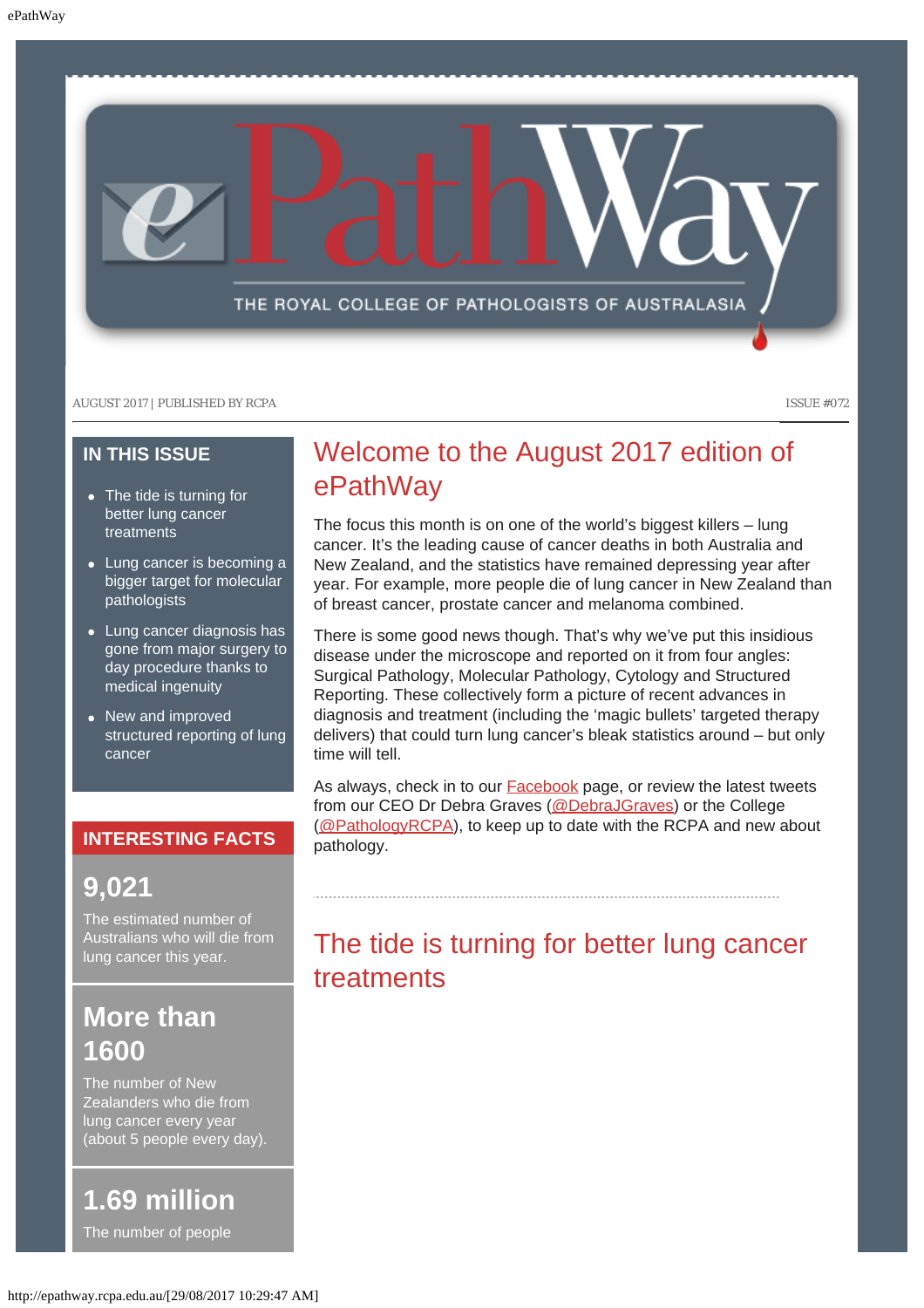ePathWay

THE ROYAL COLLEGE OF PATHOLOGISTS OF AUSTRALASIA

AUGUST 2017 | PUBLISHED BY RCPA

ISSUE #072

## IN THIS ISSUE

- The tide is turning for better lung cancer treatments
- Lung cancer is becoming a bigger target for molecular pathologists
- Lung cancer diagnosis has gone from major surgery to day procedure thanks to medical ingenuity
- New and improved structured reporting of lung cancer

## INTERESTING FACTS

**9,021**

The estimated number of Australians who will die from lung cancer this year.

**More than 1600**

The number of New Zealanders who die from lung cancer every year (about 5 people every day).

**1.69 million**

The number of people

# Welcome to the August 2017 edition of ePathWay

The focus this month is on one of the world's biggest killers – lung cancer. It's the leading cause of cancer deaths in both Australia and New Zealand, and the statistics have remained depressing year after year. For example, more people die of lung cancer in New Zealand than of breast cancer, prostate cancer and melanoma combined.

There is some good news though. That's why we've put this insidious disease under the microscope and reported on it from four angles: Surgical Pathology, Molecular Pathology, Cytology and Structured Reporting. These collectively form a picture of recent advances in diagnosis and treatment (including the 'magic bullets' targeted therapy delivers) that could turn lung cancer's bleak statistics around – but only time will tell.

As always, check in to our [Facebook](#) page, or review the latest tweets from our CEO Dr Debra Graves ([@DebraJGraves](#)) or the College ([@PathologyRCPA](#)), to keep up to date with the RCPA and new about pathology.

# The tide is turning for better lung cancer treatments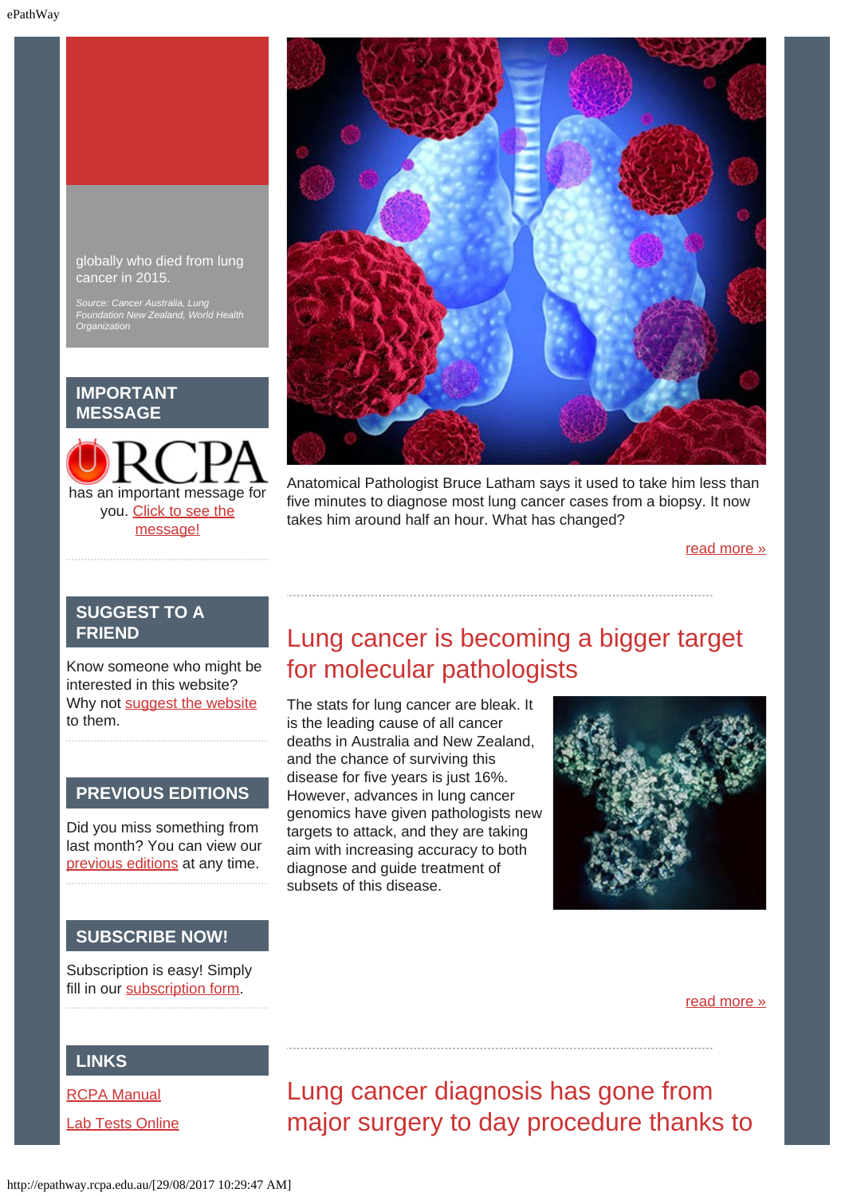globally who died from lung cancer in 2015.

*Source: Cancer Australia, Lung Foundation New Zealand, World Health Organization*

## IMPORTANT MESSAGE

RCPA has an important message for you. Click to see the message!

## SUGGEST TO A FRIEND

Know someone who might be interested in this website? Why not suggest the website to them.

## PREVIOUS EDITIONS

Did you miss something from last month? You can view our previous editions at any time.

## SUBSCRIBE NOW!

Subscription is easy! Simply fill in our subscription form.

## LINKS

RCPA Manual

Lab Tests Online

Anatomical Pathologist Bruce Latham says it used to take him less than five minutes to diagnose most lung cancer cases from a biopsy. It now takes him around half an hour. What has changed?

read more »

## Lung cancer is becoming a bigger target for molecular pathologists

The stats for lung cancer are bleak. It is the leading cause of all cancer deaths in Australia and New Zealand, and the chance of surviving this disease for five years is just 16%. However, advances in lung cancer genomics have given pathologists new targets to attack, and they are taking aim with increasing accuracy to both diagnose and guide treatment of subsets of this disease.

read more »

## Lung cancer diagnosis has gone from major surgery to day procedure thanks to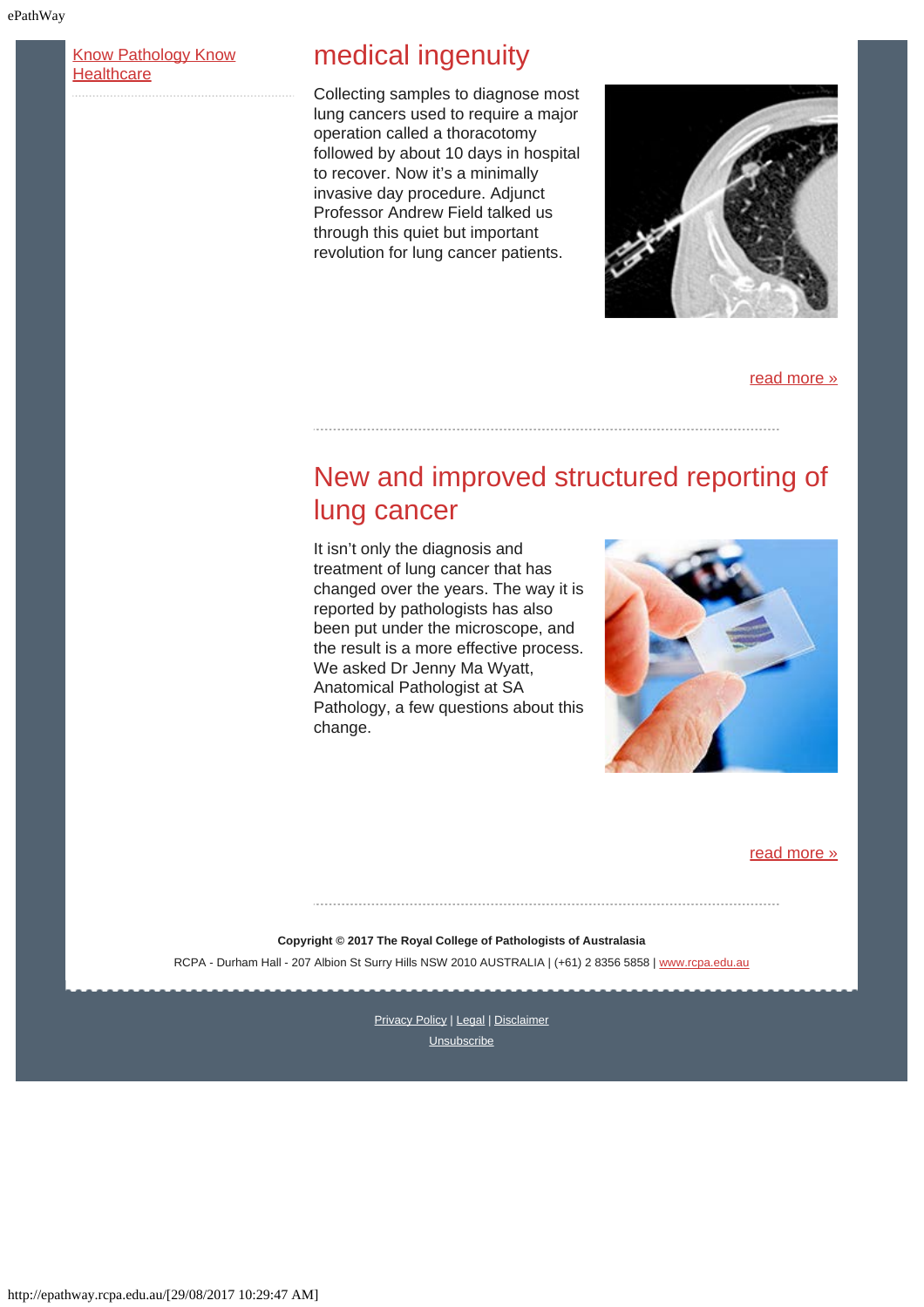[Know Pathology Know Healthcare]

## medical ingenuity

Collecting samples to diagnose most lung cancers used to require a major operation called a thoracotomy followed by about 10 days in hospital to recover. Now it's a minimally invasive day procedure. Adjunct Professor Andrew Field talked us through this quiet but important revolution for lung cancer patients.

[read more »]

## New and improved structured reporting of lung cancer

It isn't only the diagnosis and treatment of lung cancer that has changed over the years. The way it is reported by pathologists has also been put under the microscope, and the result is a more effective process. We asked Dr Jenny Ma Wyatt, Anatomical Pathologist at SA Pathology, a few questions about this change.

[read more »]

**Copyright © 2017 The Royal College of Pathologists of Australasia**

RCPA - Durham Hall - 207 Albion St Surry Hills NSW 2010 AUSTRALIA | (+61) 2 8356 5858 | www.rcpa.edu.au

Privacy Policy | Legal | Disclaimer

Unsubscribe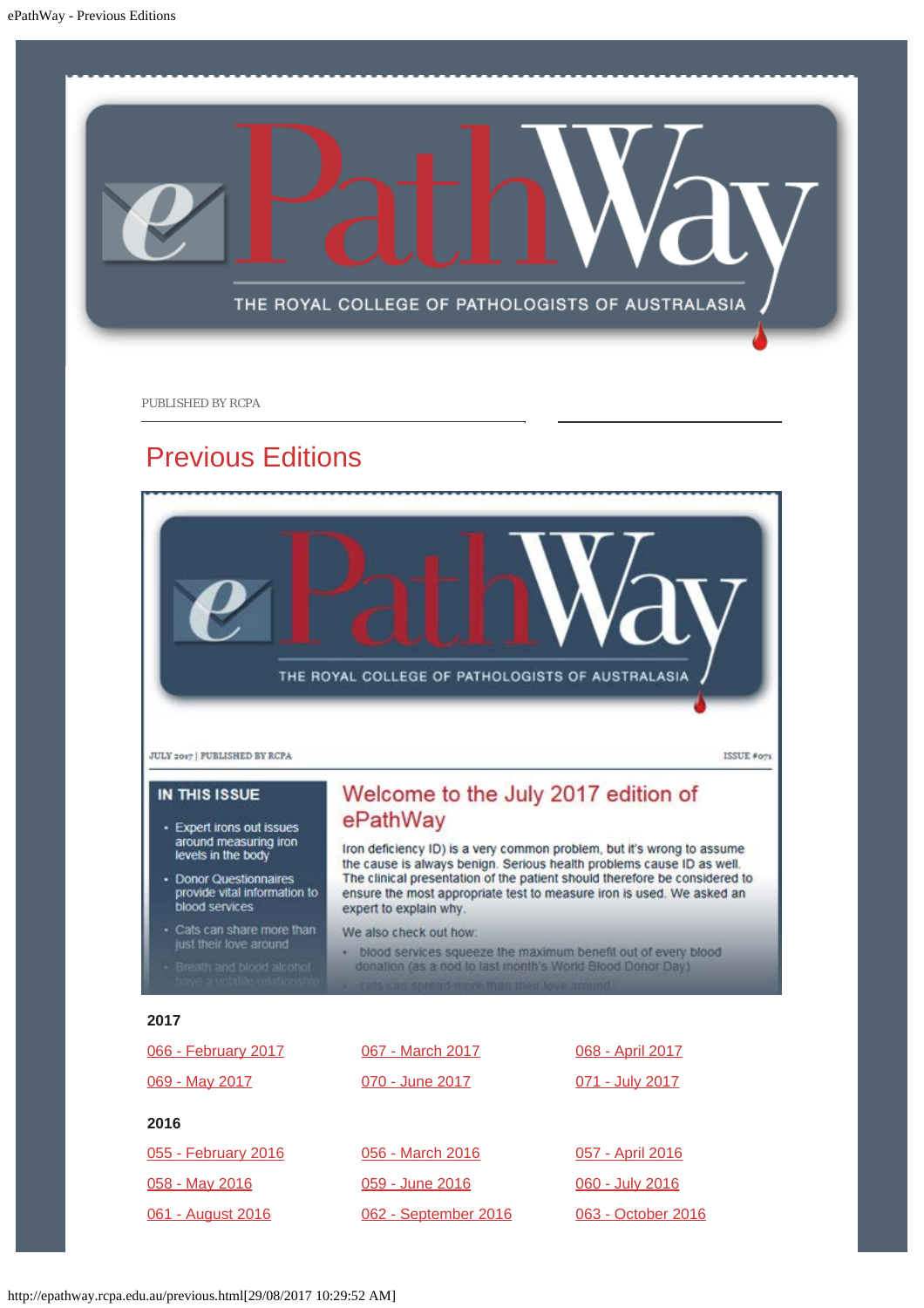PUBLISHED BY RCPA

# Previous Editions

JULY 2017 | PUBLISHED BY RCPA

ISSUE #071

IN THIS ISSUE

- Expert irons out issues around measuring iron levels in the body
- Donor Questionnaires provide vital information to blood services
- Cats can share more than just their love around
- Breath and blood alcohol have a volatile relationship

Welcome to the July 2017 edition of ePathWay

Iron deficiency ID) is a very common problem, but it's wrong to assume the cause is always benign. Serious health problems cause ID as well. The clinical presentation of the patient should therefore be considered to ensure the most appropriate test to measure iron is used. We asked an expert to explain why.

We also check out how:

- blood services squeeze the maximum benefit out of every blood donation (as a nod to last month's World Blood Donor Day)
- cats can spread more than their love around

**2017**

| | | |
|---|---|---|
| 066 - February 2017 | 067 - March 2017 | 068 - April 2017 |
| 069 - May 2017 | 070 - June 2017 | 071 - July 2017 |

**2016**

| | | |
|---|---|---|
| 055 - February 2016 | 056 - March 2016 | 057 - April 2016 |
| 058 - May 2016 | 059 - June 2016 | 060 - July 2016 |
| 061 - August 2016 | 062 - September 2016 | 063 - October 2016 |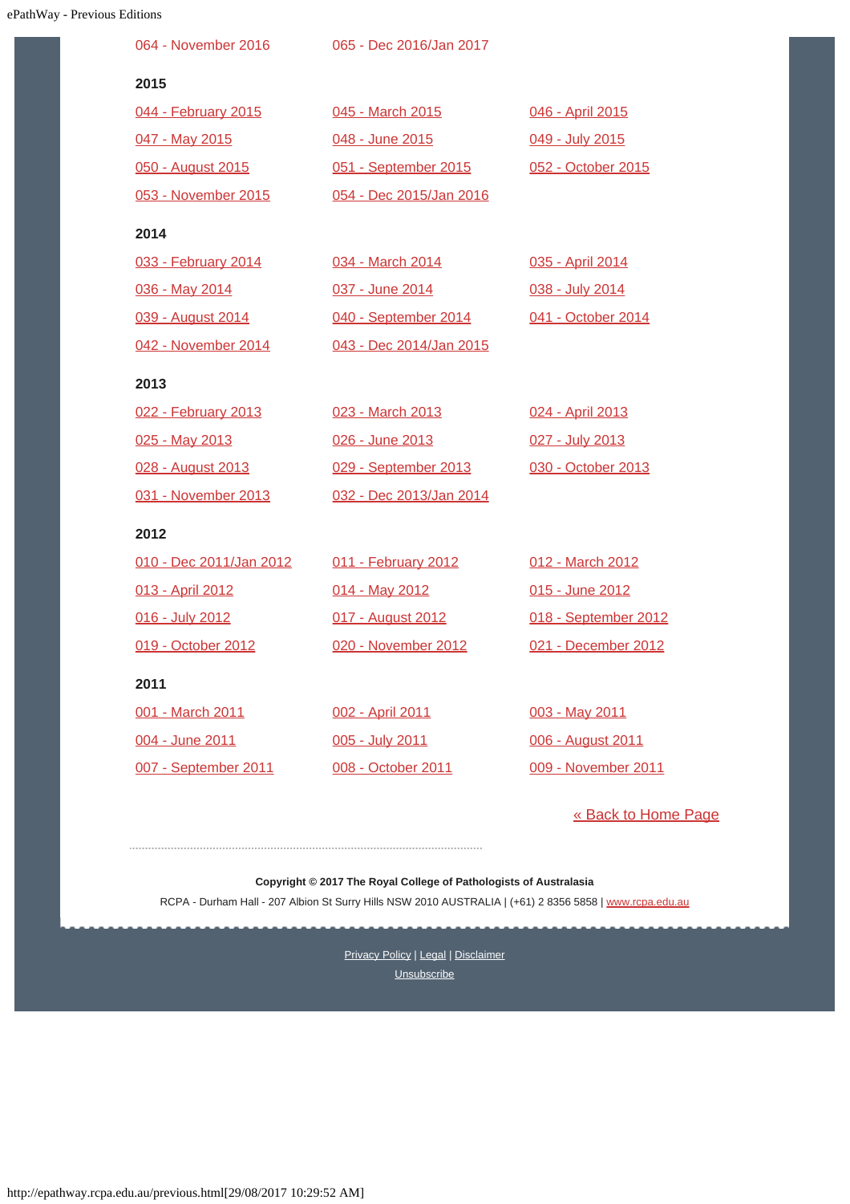064 - November 2016 | 065 - Dec 2016/Jan 2017

## 2015

044 - February 2015
045 - March 2015
046 - April 2015
047 - May 2015
048 - June 2015
049 - July 2015
050 - August 2015
051 - September 2015
052 - October 2015
053 - November 2015
054 - Dec 2015/Jan 2016

## 2014

033 - February 2014
034 - March 2014
035 - April 2014
036 - May 2014
037 - June 2014
038 - July 2014
039 - August 2014
040 - September 2014
041 - October 2014
042 - November 2014
043 - Dec 2014/Jan 2015

## 2013

022 - February 2013
023 - March 2013
024 - April 2013
025 - May 2013
026 - June 2013
027 - July 2013
028 - August 2013
029 - September 2013
030 - October 2013
031 - November 2013
032 - Dec 2013/Jan 2014

## 2012

010 - Dec 2011/Jan 2012
011 - February 2012
012 - March 2012
013 - April 2012
014 - May 2012
015 - June 2012
016 - July 2012
017 - August 2012
018 - September 2012
019 - October 2012
020 - November 2012
021 - December 2012

## 2011

001 - March 2011
002 - April 2011
003 - May 2011
004 - June 2011
005 - July 2011
006 - August 2011
007 - September 2011
008 - October 2011
009 - November 2011

« Back to Home Page

**Copyright © 2017 The Royal College of Pathologists of Australasia**

RCPA - Durham Hall - 207 Albion St Surry Hills NSW 2010 AUSTRALIA | (+61) 2 8356 5858 | www.rcpa.edu.au

Privacy Policy | Legal | Disclaimer

Unsubscribe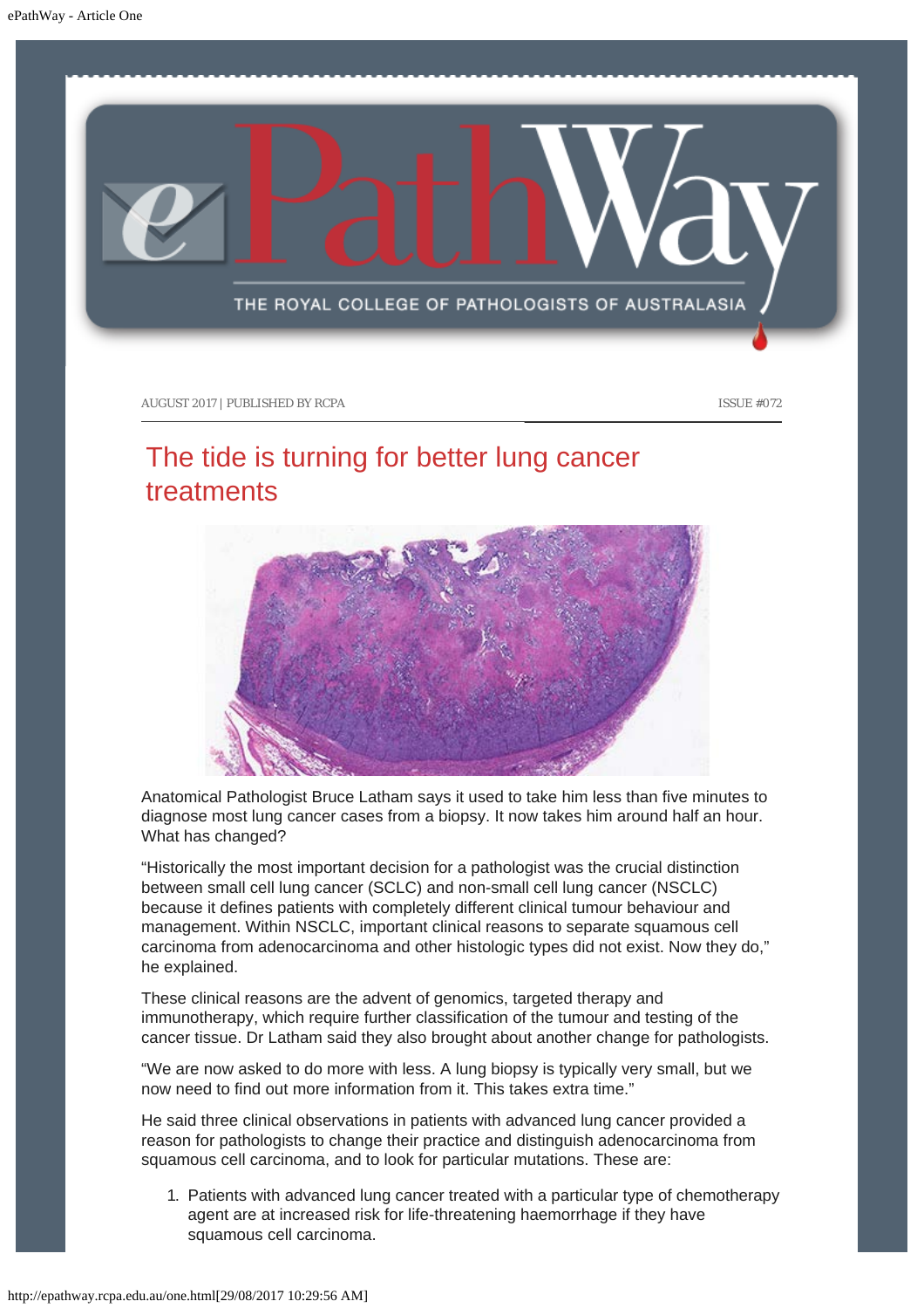AUGUST 2017 | PUBLISHED BY RCPA

ISSUE #072

# The tide is turning for better lung cancer treatments

Anatomical Pathologist Bruce Latham says it used to take him less than five minutes to diagnose most lung cancer cases from a biopsy. It now takes him around half an hour. What has changed?

"Historically the most important decision for a pathologist was the crucial distinction between small cell lung cancer (SCLC) and non-small cell lung cancer (NSCLC) because it defines patients with completely different clinical tumour behaviour and management. Within NSCLC, important clinical reasons to separate squamous cell carcinoma from adenocarcinoma and other histologic types did not exist. Now they do," he explained.

These clinical reasons are the advent of genomics, targeted therapy and immunotherapy, which require further classification of the tumour and testing of the cancer tissue. Dr Latham said they also brought about another change for pathologists.

"We are now asked to do more with less. A lung biopsy is typically very small, but we now need to find out more information from it. This takes extra time."

He said three clinical observations in patients with advanced lung cancer provided a reason for pathologists to change their practice and distinguish adenocarcinoma from squamous cell carcinoma, and to look for particular mutations. These are:

1. Patients with advanced lung cancer treated with a particular type of chemotherapy agent are at increased risk for life-threatening haemorrhage if they have squamous cell carcinoma.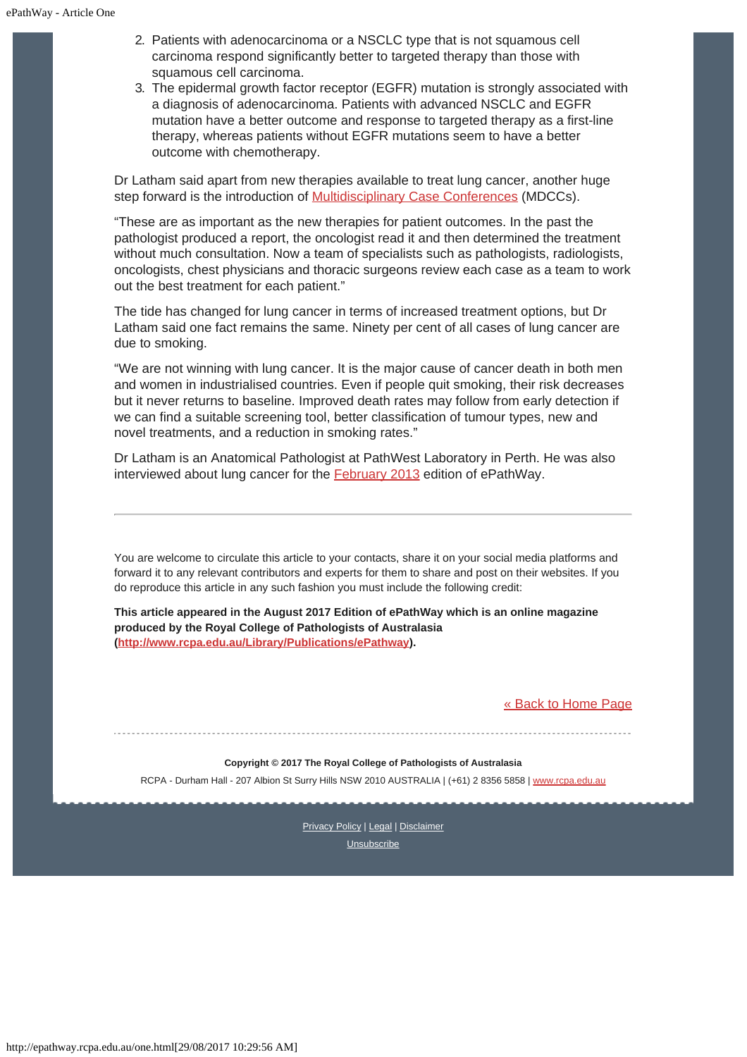2. Patients with adenocarcinoma or a NSCLC type that is not squamous cell carcinoma respond significantly better to targeted therapy than those with squamous cell carcinoma.
3. The epidermal growth factor receptor (EGFR) mutation is strongly associated with a diagnosis of adenocarcinoma. Patients with advanced NSCLC and EGFR mutation have a better outcome and response to targeted therapy as a first-line therapy, whereas patients without EGFR mutations seem to have a better outcome with chemotherapy.

Dr Latham said apart from new therapies available to treat lung cancer, another huge step forward is the introduction of Multidisciplinary Case Conferences (MDCCs).

"These are as important as the new therapies for patient outcomes. In the past the pathologist produced a report, the oncologist read it and then determined the treatment without much consultation. Now a team of specialists such as pathologists, radiologists, oncologists, chest physicians and thoracic surgeons review each case as a team to work out the best treatment for each patient."

The tide has changed for lung cancer in terms of increased treatment options, but Dr Latham said one fact remains the same. Ninety per cent of all cases of lung cancer are due to smoking.

"We are not winning with lung cancer. It is the major cause of cancer death in both men and women in industrialised countries. Even if people quit smoking, their risk decreases but it never returns to baseline. Improved death rates may follow from early detection if we can find a suitable screening tool, better classification of tumour types, new and novel treatments, and a reduction in smoking rates."

Dr Latham is an Anatomical Pathologist at PathWest Laboratory in Perth. He was also interviewed about lung cancer for the February 2013 edition of ePathWay.

---

You are welcome to circulate this article to your contacts, share it on your social media platforms and forward it to any relevant contributors and experts for them to share and post on their websites. If you do reproduce this article in any such fashion you must include the following credit:

**This article appeared in the August 2017 Edition of ePathWay which is an online magazine produced by the Royal College of Pathologists of Australasia (http://www.rcpa.edu.au/Library/Publications/ePathway).**

« Back to Home Page

**Copyright © 2017 The Royal College of Pathologists of Australasia**

RCPA - Durham Hall - 207 Albion St Surry Hills NSW 2010 AUSTRALIA | (+61) 2 8356 5858 | www.rcpa.edu.au

Privacy Policy | Legal | Disclaimer

Unsubscribe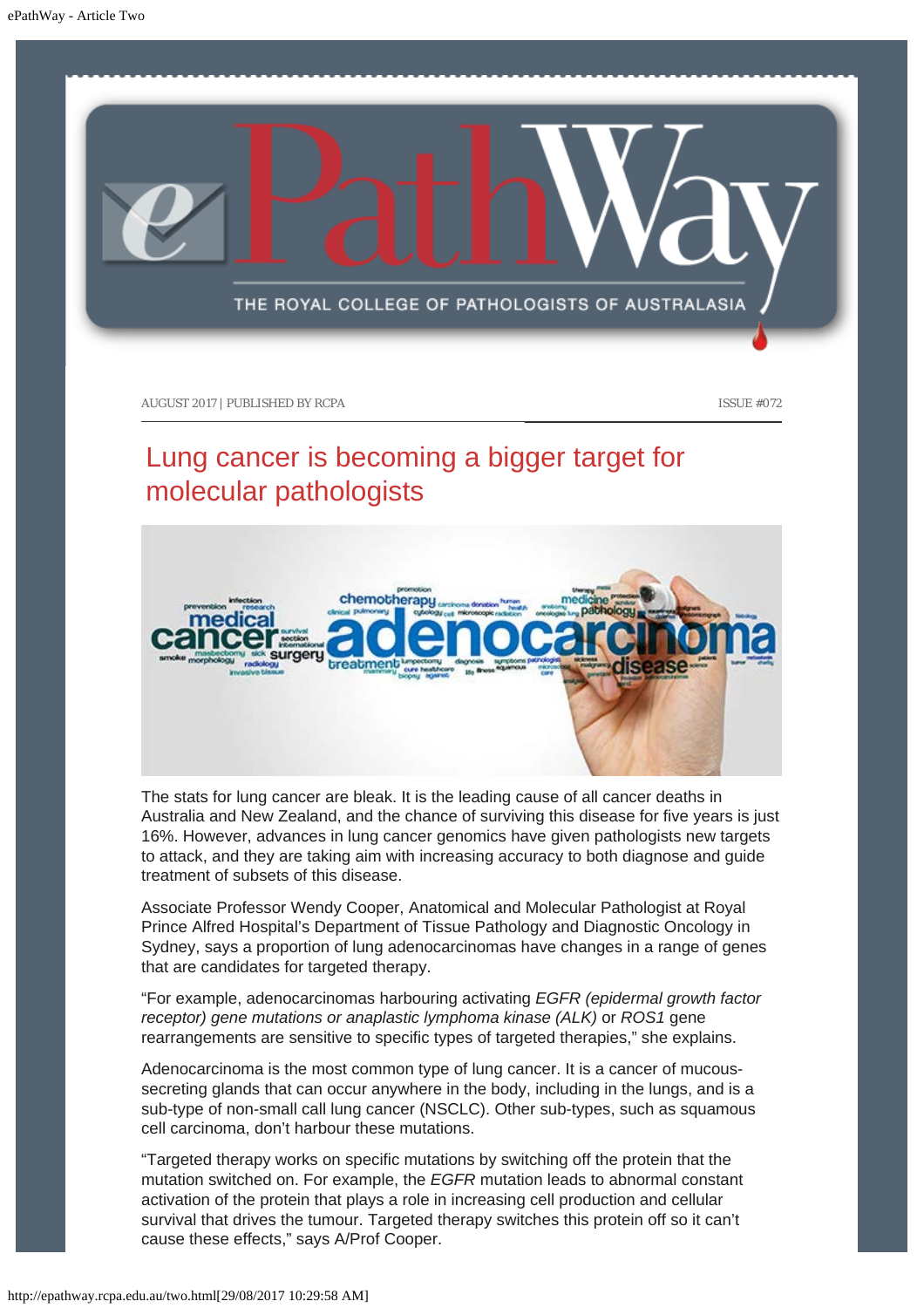AUGUST 2017 | PUBLISHED BY RCPA

ISSUE #072

# Lung cancer is becoming a bigger target for molecular pathologists

The stats for lung cancer are bleak. It is the leading cause of all cancer deaths in Australia and New Zealand, and the chance of surviving this disease for five years is just 16%. However, advances in lung cancer genomics have given pathologists new targets to attack, and they are taking aim with increasing accuracy to both diagnose and guide treatment of subsets of this disease.

Associate Professor Wendy Cooper, Anatomical and Molecular Pathologist at Royal Prince Alfred Hospital's Department of Tissue Pathology and Diagnostic Oncology in Sydney, says a proportion of lung adenocarcinomas have changes in a range of genes that are candidates for targeted therapy.

"For example, adenocarcinomas harbouring activating *EGFR (epidermal growth factor receptor) gene mutations or anaplastic lymphoma kinase (ALK)* or *ROS1* gene rearrangements are sensitive to specific types of targeted therapies," she explains.

Adenocarcinoma is the most common type of lung cancer. It is a cancer of mucous-secreting glands that can occur anywhere in the body, including in the lungs, and is a sub-type of non-small call lung cancer (NSCLC). Other sub-types, such as squamous cell carcinoma, don't harbour these mutations.

"Targeted therapy works on specific mutations by switching off the protein that the mutation switched on. For example, the *EGFR* mutation leads to abnormal constant activation of the protein that plays a role in increasing cell production and cellular survival that drives the tumour. Targeted therapy switches this protein off so it can't cause these effects," says A/Prof Cooper.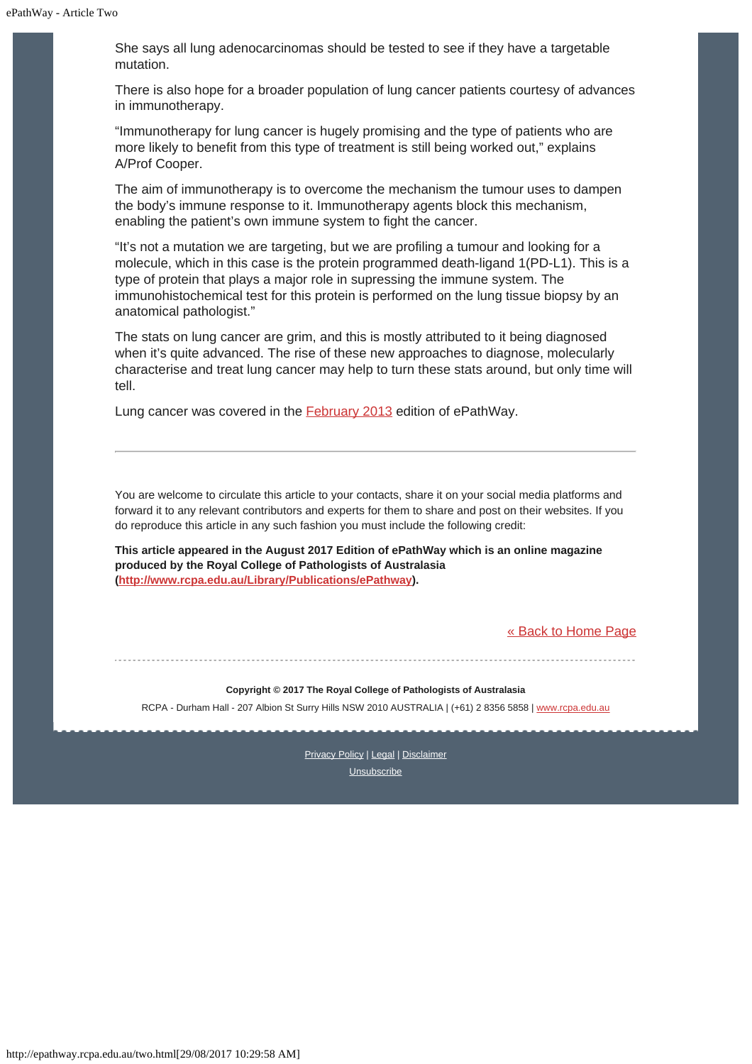She says all lung adenocarcinomas should be tested to see if they have a targetable mutation.

There is also hope for a broader population of lung cancer patients courtesy of advances in immunotherapy.

“Immunotherapy for lung cancer is hugely promising and the type of patients who are more likely to benefit from this type of treatment is still being worked out,” explains A/Prof Cooper.

The aim of immunotherapy is to overcome the mechanism the tumour uses to dampen the body’s immune response to it. Immunotherapy agents block this mechanism, enabling the patient’s own immune system to fight the cancer.

“It’s not a mutation we are targeting, but we are profiling a tumour and looking for a molecule, which in this case is the protein programmed death-ligand 1(PD-L1). This is a type of protein that plays a major role in supressing the immune system. The immunohistochemical test for this protein is performed on the lung tissue biopsy by an anatomical pathologist.”

The stats on lung cancer are grim, and this is mostly attributed to it being diagnosed when it’s quite advanced. The rise of these new approaches to diagnose, molecularly characterise and treat lung cancer may help to turn these stats around, but only time will tell.

Lung cancer was covered in the February 2013 edition of ePathWay.

---

You are welcome to circulate this article to your contacts, share it on your social media platforms and forward it to any relevant contributors and experts for them to share and post on their websites. If you do reproduce this article in any such fashion you must include the following credit:

**This article appeared in the August 2017 Edition of ePathWay which is an online magazine produced by the Royal College of Pathologists of Australasia (http://www.rcpa.edu.au/Library/Publications/ePathway).**

« Back to Home Page

**Copyright © 2017 The Royal College of Pathologists of Australasia**

RCPA - Durham Hall - 207 Albion St Surry Hills NSW 2010 AUSTRALIA | (+61) 2 8356 5858 | www.rcpa.edu.au

Privacy Policy | Legal | Disclaimer

Unsubscribe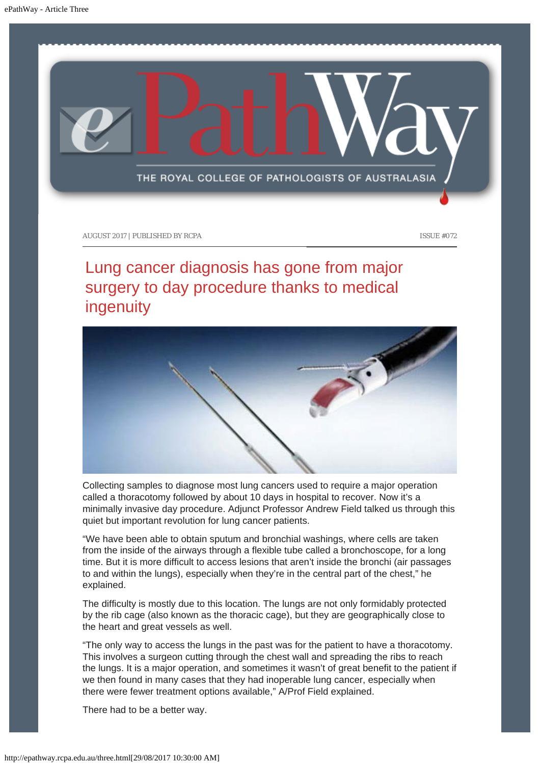AUGUST 2017 | PUBLISHED BY RCPA ISSUE #072

# Lung cancer diagnosis has gone from major surgery to day procedure thanks to medical ingenuity

Collecting samples to diagnose most lung cancers used to require a major operation called a thoracotomy followed by about 10 days in hospital to recover. Now it's a minimally invasive day procedure. Adjunct Professor Andrew Field talked us through this quiet but important revolution for lung cancer patients.

"We have been able to obtain sputum and bronchial washings, where cells are taken from the inside of the airways through a flexible tube called a bronchoscope, for a long time. But it is more difficult to access lesions that aren't inside the bronchi (air passages to and within the lungs), especially when they're in the central part of the chest," he explained.

The difficulty is mostly due to this location. The lungs are not only formidably protected by the rib cage (also known as the thoracic cage), but they are geographically close to the heart and great vessels as well.

"The only way to access the lungs in the past was for the patient to have a thoracotomy. This involves a surgeon cutting through the chest wall and spreading the ribs to reach the lungs. It is a major operation, and sometimes it wasn't of great benefit to the patient if we then found in many cases that they had inoperable lung cancer, especially when there were fewer treatment options available," A/Prof Field explained.

There had to be a better way.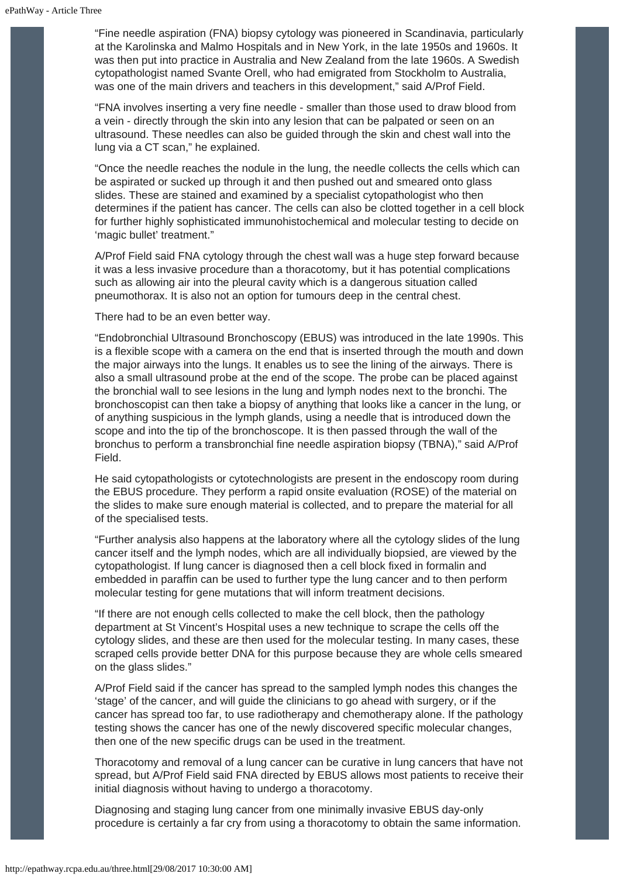"Fine needle aspiration (FNA) biopsy cytology was pioneered in Scandinavia, particularly at the Karolinska and Malmo Hospitals and in New York, in the late 1950s and 1960s. It was then put into practice in Australia and New Zealand from the late 1960s. A Swedish cytopathologist named Svante Orell, who had emigrated from Stockholm to Australia, was one of the main drivers and teachers in this development," said A/Prof Field.

"FNA involves inserting a very fine needle - smaller than those used to draw blood from a vein - directly through the skin into any lesion that can be palpated or seen on an ultrasound. These needles can also be guided through the skin and chest wall into the lung via a CT scan," he explained.

"Once the needle reaches the nodule in the lung, the needle collects the cells which can be aspirated or sucked up through it and then pushed out and smeared onto glass slides. These are stained and examined by a specialist cytopathologist who then determines if the patient has cancer. The cells can also be clotted together in a cell block for further highly sophisticated immunohistochemical and molecular testing to decide on 'magic bullet' treatment."

A/Prof Field said FNA cytology through the chest wall was a huge step forward because it was a less invasive procedure than a thoracotomy, but it has potential complications such as allowing air into the pleural cavity which is a dangerous situation called pneumothorax. It is also not an option for tumours deep in the central chest.

There had to be an even better way.

"Endobronchial Ultrasound Bronchoscopy (EBUS) was introduced in the late 1990s. This is a flexible scope with a camera on the end that is inserted through the mouth and down the major airways into the lungs. It enables us to see the lining of the airways. There is also a small ultrasound probe at the end of the scope. The probe can be placed against the bronchial wall to see lesions in the lung and lymph nodes next to the bronchi. The bronchoscopist can then take a biopsy of anything that looks like a cancer in the lung, or of anything suspicious in the lymph glands, using a needle that is introduced down the scope and into the tip of the bronchoscope. It is then passed through the wall of the bronchus to perform a transbronchial fine needle aspiration biopsy (TBNA)," said A/Prof Field.

He said cytopathologists or cytotechnologists are present in the endoscopy room during the EBUS procedure. They perform a rapid onsite evaluation (ROSE) of the material on the slides to make sure enough material is collected, and to prepare the material for all of the specialised tests.

"Further analysis also happens at the laboratory where all the cytology slides of the lung cancer itself and the lymph nodes, which are all individually biopsied, are viewed by the cytopathologist. If lung cancer is diagnosed then a cell block fixed in formalin and embedded in paraffin can be used to further type the lung cancer and to then perform molecular testing for gene mutations that will inform treatment decisions.

"If there are not enough cells collected to make the cell block, then the pathology department at St Vincent's Hospital uses a new technique to scrape the cells off the cytology slides, and these are then used for the molecular testing. In many cases, these scraped cells provide better DNA for this purpose because they are whole cells smeared on the glass slides."

A/Prof Field said if the cancer has spread to the sampled lymph nodes this changes the 'stage' of the cancer, and will guide the clinicians to go ahead with surgery, or if the cancer has spread too far, to use radiotherapy and chemotherapy alone. If the pathology testing shows the cancer has one of the newly discovered specific molecular changes, then one of the new specific drugs can be used in the treatment.

Thoracotomy and removal of a lung cancer can be curative in lung cancers that have not spread, but A/Prof Field said FNA directed by EBUS allows most patients to receive their initial diagnosis without having to undergo a thoracotomy.

Diagnosing and staging lung cancer from one minimally invasive EBUS day-only procedure is certainly a far cry from using a thoracotomy to obtain the same information.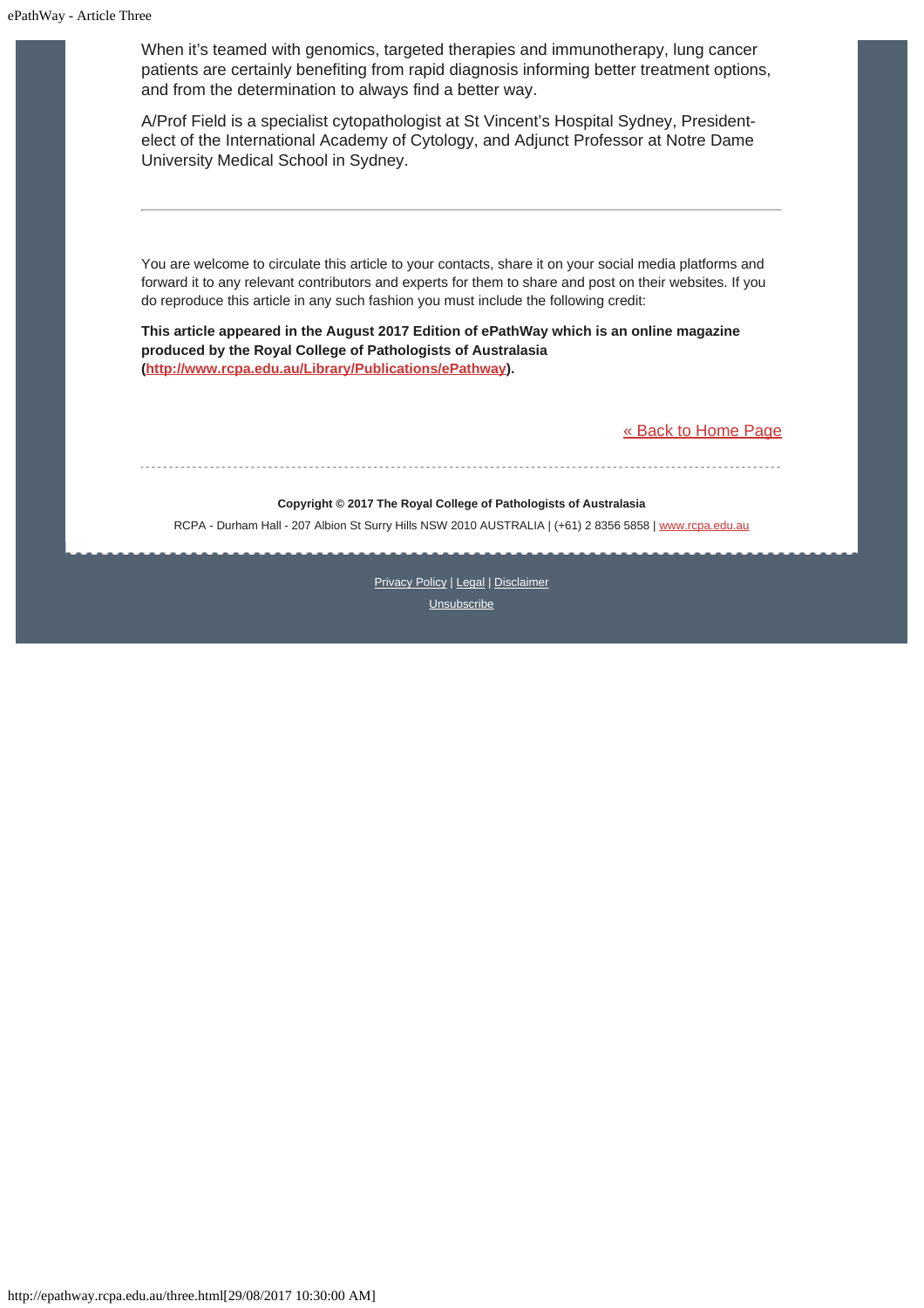When it's teamed with genomics, targeted therapies and immunotherapy, lung cancer patients are certainly benefiting from rapid diagnosis informing better treatment options, and from the determination to always find a better way.

A/Prof Field is a specialist cytopathologist at St Vincent's Hospital Sydney, President-elect of the International Academy of Cytology, and Adjunct Professor at Notre Dame University Medical School in Sydney.

---

You are welcome to circulate this article to your contacts, share it on your social media platforms and forward it to any relevant contributors and experts for them to share and post on their websites. If you do reproduce this article in any such fashion you must include the following credit:

**This article appeared in the August 2017 Edition of ePathWay which is an online magazine produced by the Royal College of Pathologists of Australasia ([http://www.rcpa.edu.au/Library/Publications/ePathway](http://www.rcpa.edu.au/Library/Publications/ePathway)).**

[« Back to Home Page]

**Copyright © 2017 The Royal College of Pathologists of Australasia**

RCPA - Durham Hall - 207 Albion St Surry Hills NSW 2010 AUSTRALIA | (+61) 2 8356 5858 | [www.rcpa.edu.au](http://www.rcpa.edu.au)

Privacy Policy | Legal | Disclaimer

Unsubscribe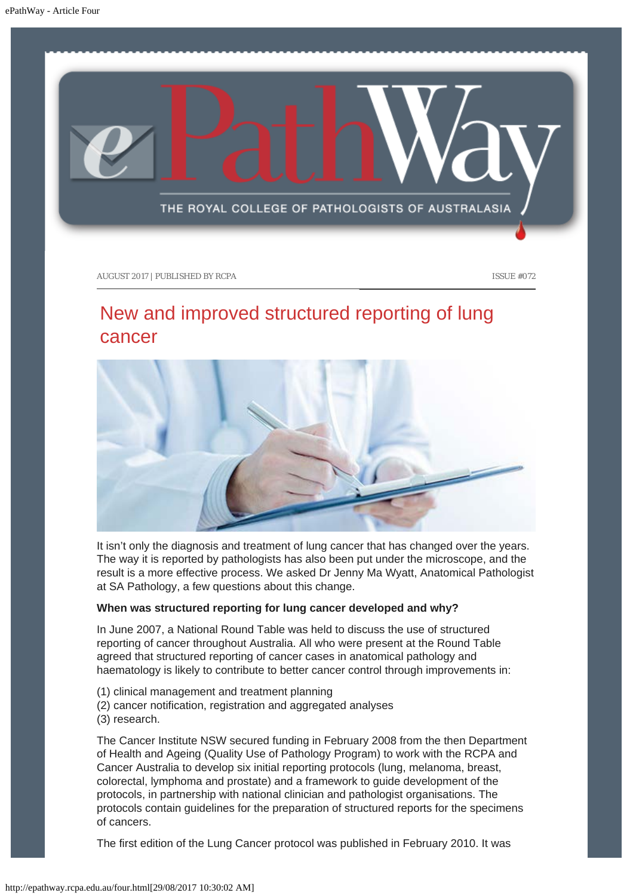AUGUST 2017 | PUBLISHED BY RCPA

ISSUE #072

# New and improved structured reporting of lung cancer

It isn't only the diagnosis and treatment of lung cancer that has changed over the years. The way it is reported by pathologists has also been put under the microscope, and the result is a more effective process. We asked Dr Jenny Ma Wyatt, Anatomical Pathologist at SA Pathology, a few questions about this change.

**When was structured reporting for lung cancer developed and why?**

In June 2007, a National Round Table was held to discuss the use of structured reporting of cancer throughout Australia. All who were present at the Round Table agreed that structured reporting of cancer cases in anatomical pathology and haematology is likely to contribute to better cancer control through improvements in:

(1) clinical management and treatment planning
(2) cancer notification, registration and aggregated analyses
(3) research.

The Cancer Institute NSW secured funding in February 2008 from the then Department of Health and Ageing (Quality Use of Pathology Program) to work with the RCPA and Cancer Australia to develop six initial reporting protocols (lung, melanoma, breast, colorectal, lymphoma and prostate) and a framework to guide development of the protocols, in partnership with national clinician and pathologist organisations. The protocols contain guidelines for the preparation of structured reports for the specimens of cancers.

The first edition of the Lung Cancer protocol was published in February 2010. It was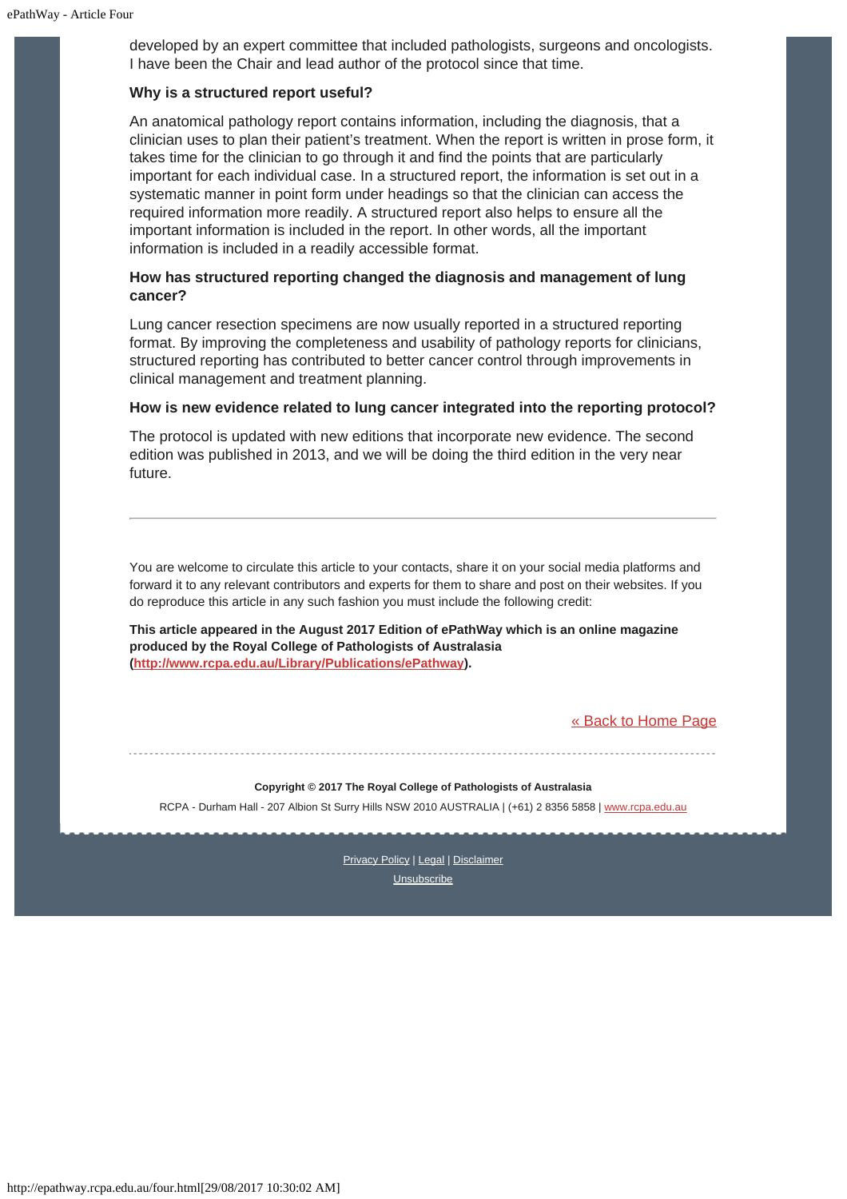developed by an expert committee that included pathologists, surgeons and oncologists. I have been the Chair and lead author of the protocol since that time.

**Why is a structured report useful?**

An anatomical pathology report contains information, including the diagnosis, that a clinician uses to plan their patient's treatment. When the report is written in prose form, it takes time for the clinician to go through it and find the points that are particularly important for each individual case. In a structured report, the information is set out in a systematic manner in point form under headings so that the clinician can access the required information more readily. A structured report also helps to ensure all the important information is included in the report. In other words, all the important information is included in a readily accessible format.

**How has structured reporting changed the diagnosis and management of lung cancer?**

Lung cancer resection specimens are now usually reported in a structured reporting format. By improving the completeness and usability of pathology reports for clinicians, structured reporting has contributed to better cancer control through improvements in clinical management and treatment planning.

**How is new evidence related to lung cancer integrated into the reporting protocol?**

The protocol is updated with new editions that incorporate new evidence. The second edition was published in 2013, and we will be doing the third edition in the very near future.

---

You are welcome to circulate this article to your contacts, share it on your social media platforms and forward it to any relevant contributors and experts for them to share and post on their websites. If you do reproduce this article in any such fashion you must include the following credit:

**This article appeared in the August 2017 Edition of ePathWay which is an online magazine produced by the Royal College of Pathologists of Australasia (http://www.rcpa.edu.au/Library/Publications/ePathway).**

« Back to Home Page

**Copyright © 2017 The Royal College of Pathologists of Australasia**

RCPA - Durham Hall - 207 Albion St Surry Hills NSW 2010 AUSTRALIA | (+61) 2 8356 5858 | www.rcpa.edu.au

Privacy Policy | Legal | Disclaimer

Unsubscribe